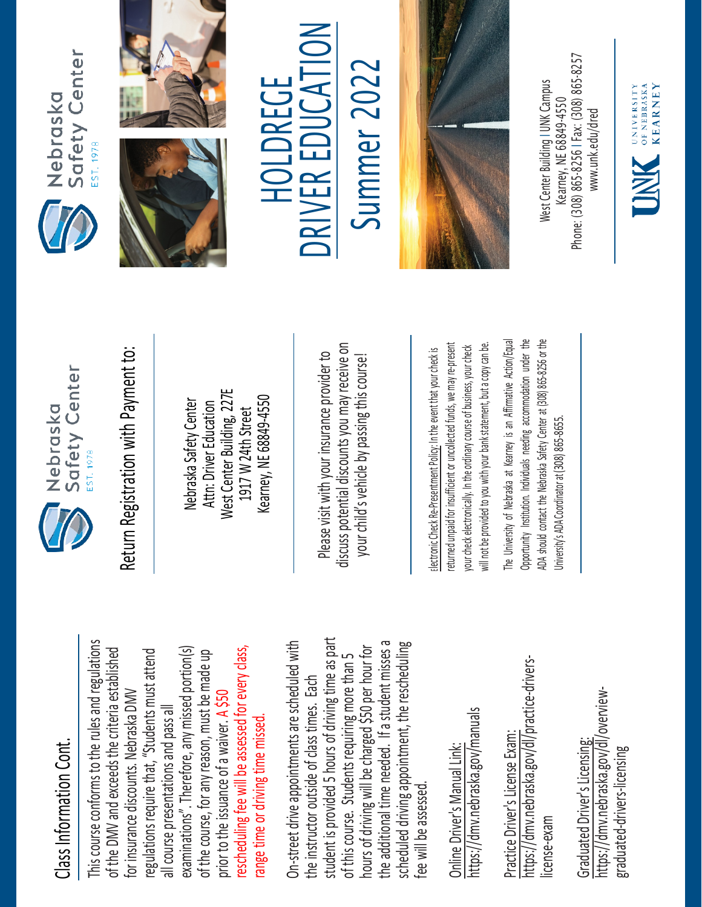## Class Information Cont.

This course conforms to the rules and regulations of the DMV and exceeds the criteria established for insurance discounts. Nebraska DMV regulations require that, "Students must attend all course presentations and pass all examinations". Therefore, any missed portion(s) of the course, for any reason, must be made up prior to the issuance of a waiver. A $50 rescheduling fee will be assessed for every class, range time or driving time missed.

On-street drive appointments are scheduled with the instructor outside of class times. Each student is provided 5 hours of driving time as part of this course. Students requiring more than 5 hours of driving will be charged $50 per hour for the additional time needed. If a student misses a scheduled driving appointment, the rescheduling fee will be assessed.

Online Driver's Manual Link:
https://dmv.nebraska.gov/manuals

Practice Driver's License Exam:
https://dmv.nebraska.gov/dl/practice-drivers-license-exam

Graduated Driver's Licensing:
https://dmv.nebraska.gov/dl/overview-graduated-drivers-licensing

Nebraska Safety Center
EST. 1978

## Return Registration with Payment to:

Nebraska Safety Center
Attn: Driver Education
West Center Building, 227E
1917 W 24th Street
Kearney, NE 68849-4550

Please visit with your insurance provider to discuss potential discounts you may receive on your child's vehicle by passing this course!

Electronic Check Re-Presentment Policy: In the event that your check is returned unpaid for insufficient or uncollected funds, we may re-present your check electronically. In the ordinary course of business, your check will not be provided to you with your bank statement, but a copy can be.

The University of Nebraska at Kearney is an Affirmative Action/Equal Opportunity Institution. Individuals needing accommodation under the ADA should contact the Nebraska Safety Center at (308) 865-8256 or the University's ADA Coordinator at (308) 865-8655.

Nebraska Safety Center
EST. 1978

# HOLDREGE DRIVER EDUCATION

# Summer 2022

West Center Building | UNK Campus
Kearney, NE 68849-4550
Phone: (308) 865-8256 | Fax: (308) 865-8257
www.unk.edu/dred

UNK University of Nebraska Kearney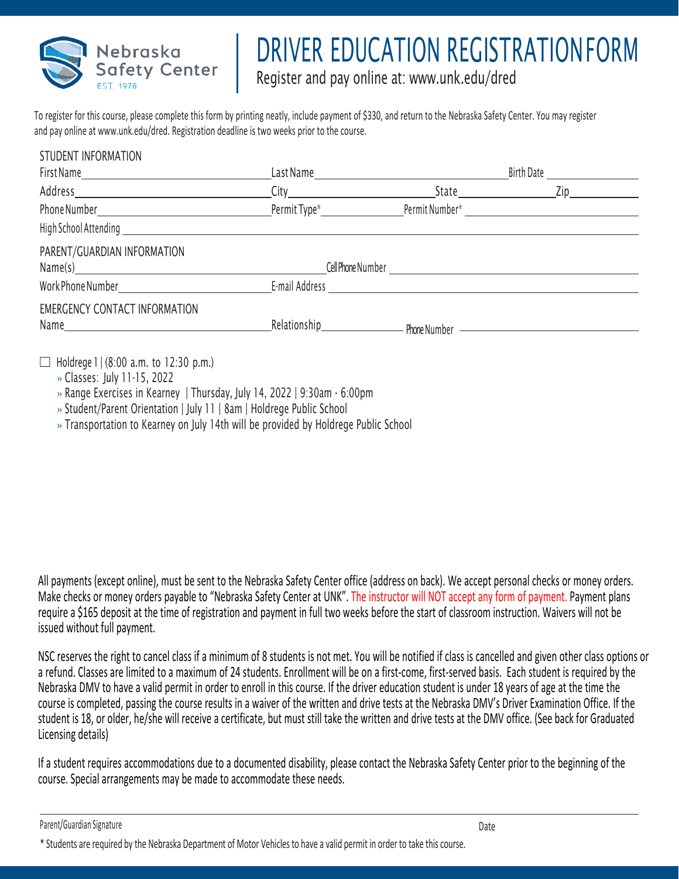Nebraska Safety Center
EST. 1978

# DRIVER EDUCATION REGISTRATION FORM

Register and pay online at: www.unk.edu/dred

To register for this course, please complete this form by printing neatly, include payment of $330, and return to the Nebraska Safety Center. You may register and pay online at www.unk.edu/dred. Registration deadline is two weeks prior to the course.

## STUDENT INFORMATION

First Name\_\_\_\_\_\_\_\_\_\_\_\_\_\_\_\_\_\_\_\_ Last Name\_\_\_\_\_\_\_\_\_\_\_\_\_\_\_\_\_\_\_\_ Birth Date \_\_\_\_\_\_\_\_\_\_

Address\_\_\_\_\_\_\_\_\_\_\_\_\_\_\_\_\_\_\_\_ City\_\_\_\_\_\_\_\_\_\_\_\_\_\_\_ State\_\_\_\_\_\_\_\_\_\_ Zip\_\_\_\_\_\_\_\_

Phone Number\_\_\_\_\_\_\_\_\_\_\_\_\_\_\_\_\_\_\_\_ Permit Type*\_\_\_\_\_\_\_\_\_\_ Permit Number* \_\_\_\_\_\_\_\_\_\_\_\_\_\_\_\_\_\_\_\_

High School Attending \_\_\_\_\_\_\_\_\_\_\_\_\_\_\_\_\_\_\_\_\_\_\_\_\_\_\_\_\_\_\_\_\_\_\_\_\_\_\_\_

## PARENT/GUARDIAN INFORMATION

Name(s)\_\_\_\_\_\_\_\_\_\_\_\_\_\_\_\_\_\_\_\_\_\_\_\_\_\_ Cell Phone Number \_\_\_\_\_\_\_\_\_\_\_\_\_\_\_\_\_\_\_\_\_\_\_\_\_\_

Work Phone Number\_\_\_\_\_\_\_\_\_\_\_\_\_\_\_\_\_\_\_\_ E-mail Address \_\_\_\_\_\_\_\_\_\_\_\_\_\_\_\_\_\_\_\_\_\_\_\_\_\_\_\_\_\_\_\_

## EMERGENCY CONTACT INFORMATION

Name\_\_\_\_\_\_\_\_\_\_\_\_\_\_\_\_\_\_\_\_\_\_\_\_\_\_ Relationship\_\_\_\_\_\_\_\_\_\_ Phone Number \_\_\_\_\_\_\_\_\_\_\_\_\_\_\_\_\_\_\_\_

☐ Holdrege 1 | (8:00 a.m. to 12:30 p.m.)

- » Classes: July 11-15, 2022
- » Range Exercises in Kearney | Thursday, July 14, 2022 | 9:30am - 6:00pm
- » Student/Parent Orientation | July 11 | 8am | Holdrege Public School
- » Transportation to Kearney on July 14th will be provided by Holdrege Public School

All payments (except online), must be sent to the Nebraska Safety Center office (address on back). We accept personal checks or money orders. Make checks or money orders payable to "Nebraska Safety Center at UNK". The instructor will NOT accept any form of payment. Payment plans require a $165 deposit at the time of registration and payment in full two weeks before the start of classroom instruction. Waivers will not be issued without full payment.

NSC reserves the right to cancel class if a minimum of 8 students is not met. You will be notified if class is cancelled and given other class options or a refund. Classes are limited to a maximum of 24 students. Enrollment will be on a first-come, first-served basis. Each student is required by the Nebraska DMV to have a valid permit in order to enroll in this course. If the driver education student is under 18 years of age at the time the course is completed, passing the course results in a waiver of the written and drive tests at the Nebraska DMV's Driver Examination Office. If the student is 18, or older, he/she will receive a certificate, but must still take the written and drive tests at the DMV office. (See back for Graduated Licensing details)

If a student requires accommodations due to a documented disability, please contact the Nebraska Safety Center prior to the beginning of the course. Special arrangements may be made to accommodate these needs.

\_\_\_\_\_\_\_\_\_\_\_\_\_\_\_\_\_\_\_\_\_\_\_\_\_\_\_\_\_\_\_\_\_\_\_\_\_\_\_\_\_\_\_\_\_\_\_\_\_\_\_\_

Parent/Guardian Signature Date

\* Students are required by the Nebraska Department of Motor Vehicles to have a valid permit in order to take this course.